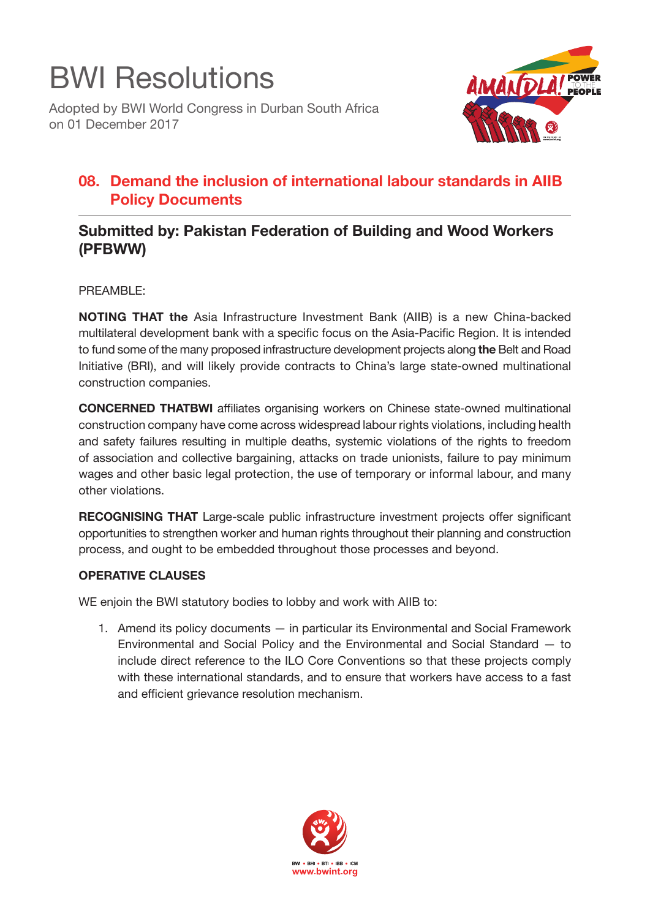# BWI Resolutions

Adopted by BWI World Congress in Durban South Africa on 01 December 2017

## 08. Demand the inclusion of international labour standards in AIIB Policy Documents

### Submitted by: Pakistan Federation of Building and Wood Workers (PFBWW)

PREAMBLE:

**NOTING THAT the** Asia Infrastructure Investment Bank (AIIB) is a new China-backed multilateral development bank with a specific focus on the Asia-Pacific Region. It is intended to fund some of the many proposed infrastructure development projects along **the** Belt and Road Initiative (BRI), and will likely provide contracts to China's large state-owned multinational construction companies.

**CONCERNED THATBWI** affiliates organising workers on Chinese state-owned multinational construction company have come across widespread labour rights violations, including health and safety failures resulting in multiple deaths, systemic violations of the rights to freedom of association and collective bargaining, attacks on trade unionists, failure to pay minimum wages and other basic legal protection, the use of temporary or informal labour, and many other violations.

**RECOGNISING THAT** Large-scale public infrastructure investment projects offer significant opportunities to strengthen worker and human rights throughout their planning and construction process, and ought to be embedded throughout those processes and beyond.

**OPERATIVE CLAUSES**

WE enjoin the BWI statutory bodies to lobby and work with AIIB to:

1. Amend its policy documents — in particular its Environmental and Social Framework Environmental and Social Policy and the Environmental and Social Standard — to include direct reference to the ILO Core Conventions so that these projects comply with these international standards, and to ensure that workers have access to a fast and efficient grievance resolution mechanism.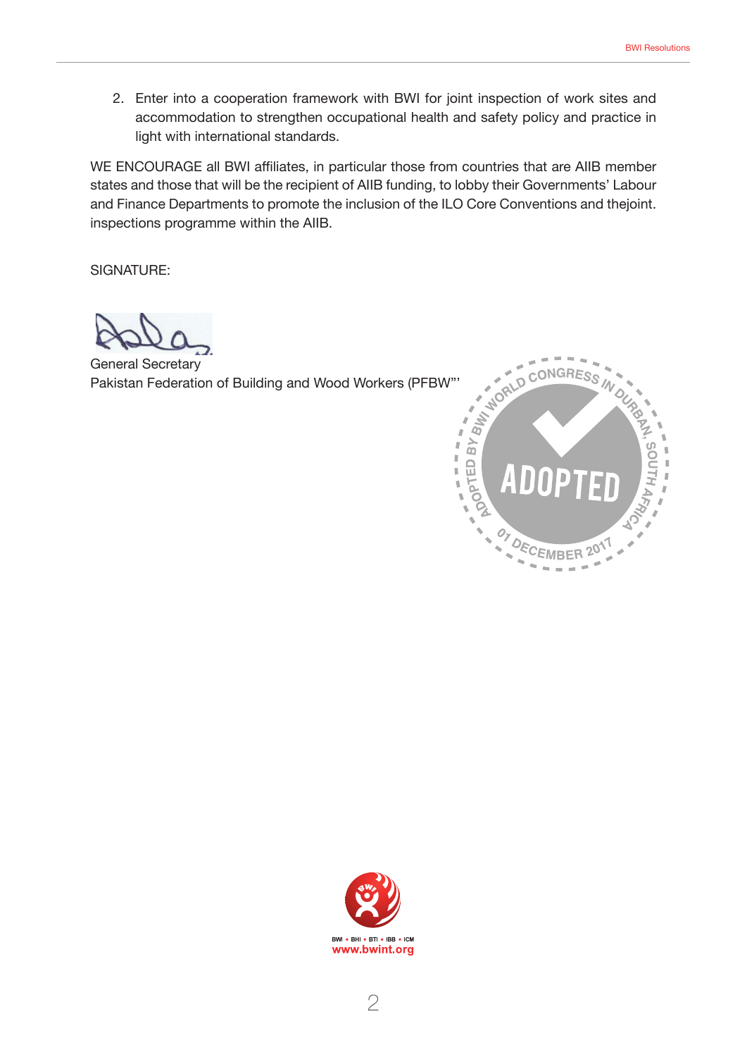2. Enter into a cooperation framework with BWI for joint inspection of work sites and accommodation to strengthen occupational health and safety policy and practice in light with international standards.

WE ENCOURAGE all BWI affiliates, in particular those from countries that are AIIB member states and those that will be the recipient of AIIB funding, to lobby their Governments' Labour and Finance Departments to promote the inclusion of the ILO Core Conventions and thejoint. inspections programme within the AIIB.

SIGNATURE:

General Secretary
Pakistan Federation of Building and Wood Workers (PFBW"'

ADOPTED BY BWI WORLD CONGRESS IN DURBAN, SOUTH AFRICA
ADOPTED
01 DECEMBER 2017

BWI • BHI • BTI • IBB • ICM
www.bwint.org